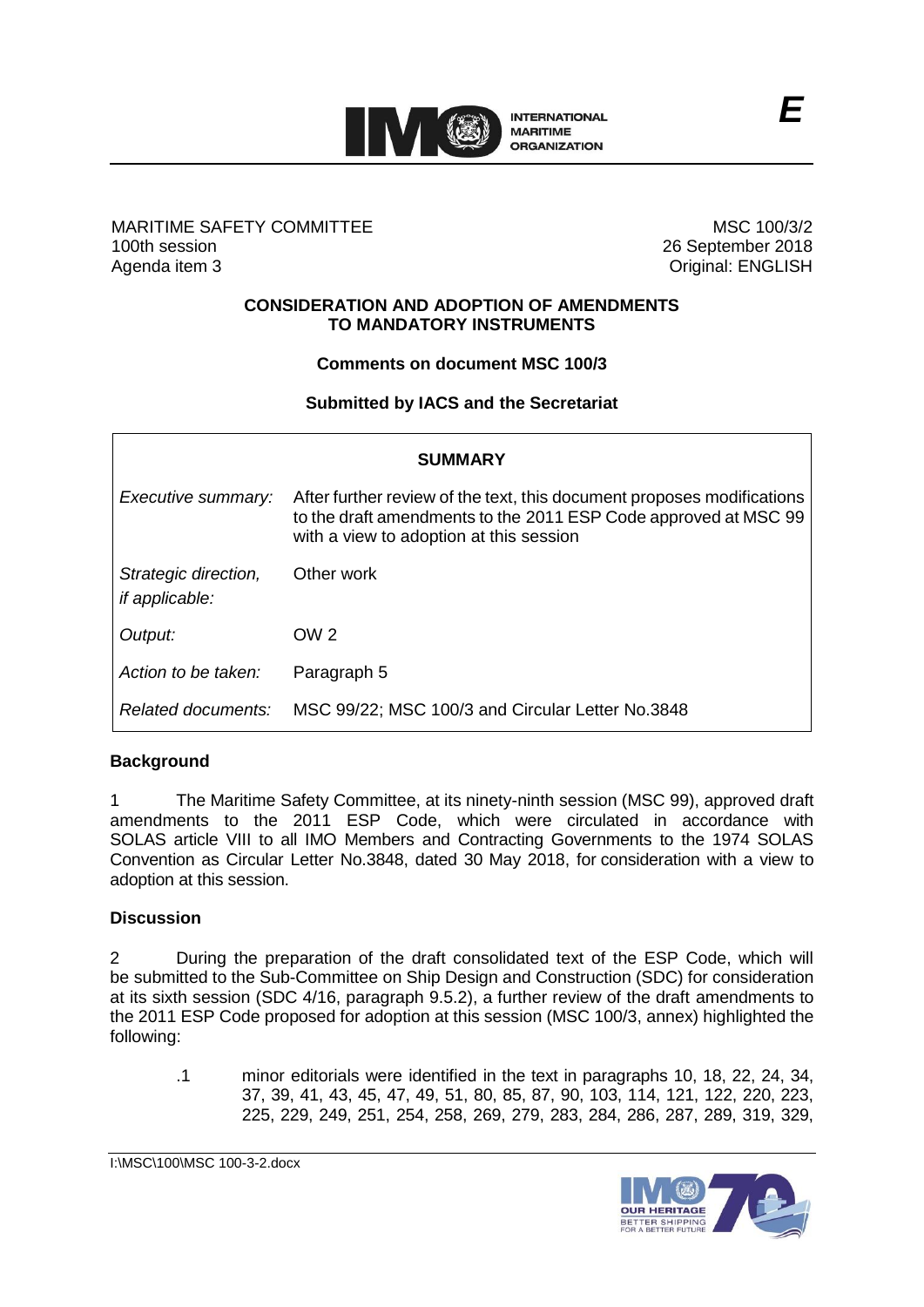E

MARITIME SAFETY COMMITTEE
100th session
Agenda item 3

MSC 100/3/2
26 September 2018
Original: ENGLISH

**CONSIDERATION AND ADOPTION OF AMENDMENTS TO MANDATORY INSTRUMENTS**

**Comments on document MSC 100/3**

**Submitted by IACS and the Secretariat**

| **SUMMARY** | |
|---|---|
| *Executive summary:* | After further review of the text, this document proposes modifications to the draft amendments to the 2011 ESP Code approved at MSC 99 with a view to adoption at this session |
| *Strategic direction, if applicable:* | Other work |
| *Output:* | OW 2 |
| *Action to be taken:* | Paragraph 5 |
| *Related documents:* | MSC 99/22; MSC 100/3 and Circular Letter No.3848 |

**Background**

1 The Maritime Safety Committee, at its ninety-ninth session (MSC 99), approved draft amendments to the 2011 ESP Code, which were circulated in accordance with SOLAS article VIII to all IMO Members and Contracting Governments to the 1974 SOLAS Convention as Circular Letter No.3848, dated 30 May 2018, for consideration with a view to adoption at this session.

**Discussion**

2 During the preparation of the draft consolidated text of the ESP Code, which will be submitted to the Sub-Committee on Ship Design and Construction (SDC) for consideration at its sixth session (SDC 4/16, paragraph 9.5.2), a further review of the draft amendments to the 2011 ESP Code proposed for adoption at this session (MSC 100/3, annex) highlighted the following:

.1 minor editorials were identified in the text in paragraphs 10, 18, 22, 24, 34, 37, 39, 41, 43, 45, 47, 49, 51, 80, 85, 87, 90, 103, 114, 121, 122, 220, 223, 225, 229, 249, 251, 254, 258, 269, 279, 283, 284, 286, 287, 289, 319, 329,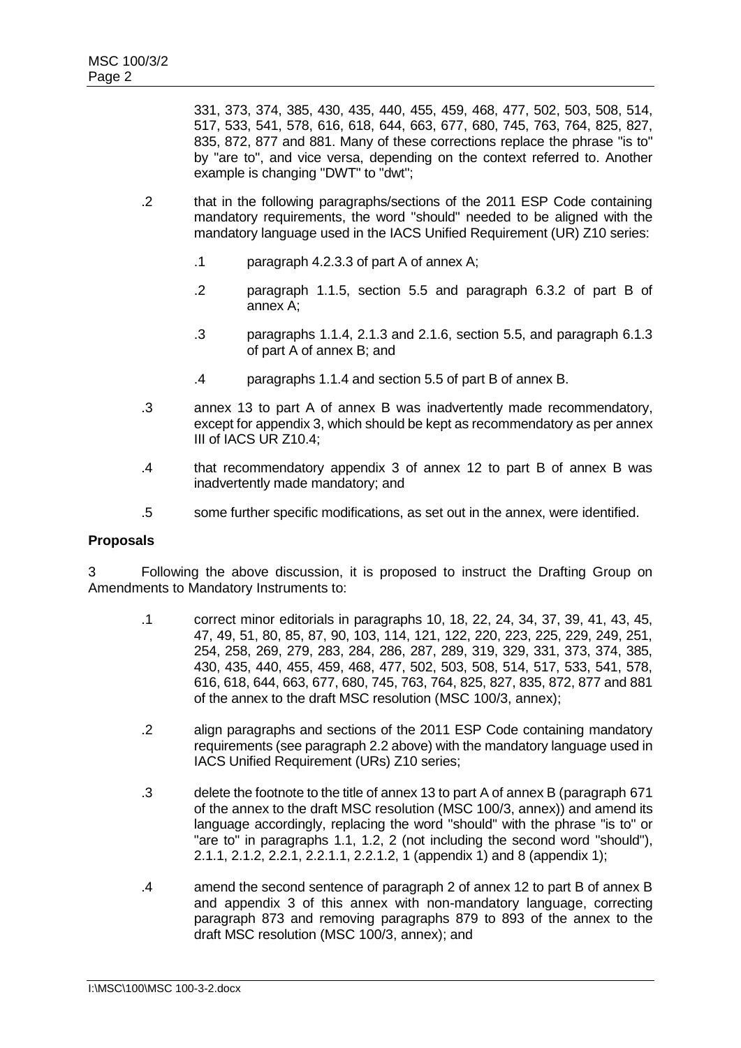331, 373, 374, 385, 430, 435, 440, 455, 459, 468, 477, 502, 503, 508, 514, 517, 533, 541, 578, 616, 618, 644, 663, 677, 680, 745, 763, 764, 825, 827, 835, 872, 877 and 881. Many of these corrections replace the phrase "is to" by "are to", and vice versa, depending on the context referred to. Another example is changing "DWT" to "dwt";

.2 that in the following paragraphs/sections of the 2011 ESP Code containing mandatory requirements, the word "should" needed to be aligned with the mandatory language used in the IACS Unified Requirement (UR) Z10 series:

  .1 paragraph 4.2.3.3 of part A of annex A;

  .2 paragraph 1.1.5, section 5.5 and paragraph 6.3.2 of part B of annex A;

  .3 paragraphs 1.1.4, 2.1.3 and 2.1.6, section 5.5, and paragraph 6.1.3 of part A of annex B; and

  .4 paragraphs 1.1.4 and section 5.5 of part B of annex B.

.3 annex 13 to part A of annex B was inadvertently made recommendatory, except for appendix 3, which should be kept as recommendatory as per annex III of IACS UR Z10.4;

.4 that recommendatory appendix 3 of annex 12 to part B of annex B was inadvertently made mandatory; and

.5 some further specific modifications, as set out in the annex, were identified.

**Proposals**

3 Following the above discussion, it is proposed to instruct the Drafting Group on Amendments to Mandatory Instruments to:

.1 correct minor editorials in paragraphs 10, 18, 22, 24, 34, 37, 39, 41, 43, 45, 47, 49, 51, 80, 85, 87, 90, 103, 114, 121, 122, 220, 223, 225, 229, 249, 251, 254, 258, 269, 279, 283, 284, 286, 287, 289, 319, 329, 331, 373, 374, 385, 430, 435, 440, 455, 459, 468, 477, 502, 503, 508, 514, 517, 533, 541, 578, 616, 618, 644, 663, 677, 680, 745, 763, 764, 825, 827, 835, 872, 877 and 881 of the annex to the draft MSC resolution (MSC 100/3, annex);

.2 align paragraphs and sections of the 2011 ESP Code containing mandatory requirements (see paragraph 2.2 above) with the mandatory language used in IACS Unified Requirement (URs) Z10 series;

.3 delete the footnote to the title of annex 13 to part A of annex B (paragraph 671 of the annex to the draft MSC resolution (MSC 100/3, annex)) and amend its language accordingly, replacing the word "should" with the phrase "is to" or "are to" in paragraphs 1.1, 1.2, 2 (not including the second word "should"), 2.1.1, 2.1.2, 2.2.1, 2.2.1.1, 2.2.1.2, 1 (appendix 1) and 8 (appendix 1);

.4 amend the second sentence of paragraph 2 of annex 12 to part B of annex B and appendix 3 of this annex with non-mandatory language, correcting paragraph 873 and removing paragraphs 879 to 893 of the annex to the draft MSC resolution (MSC 100/3, annex); and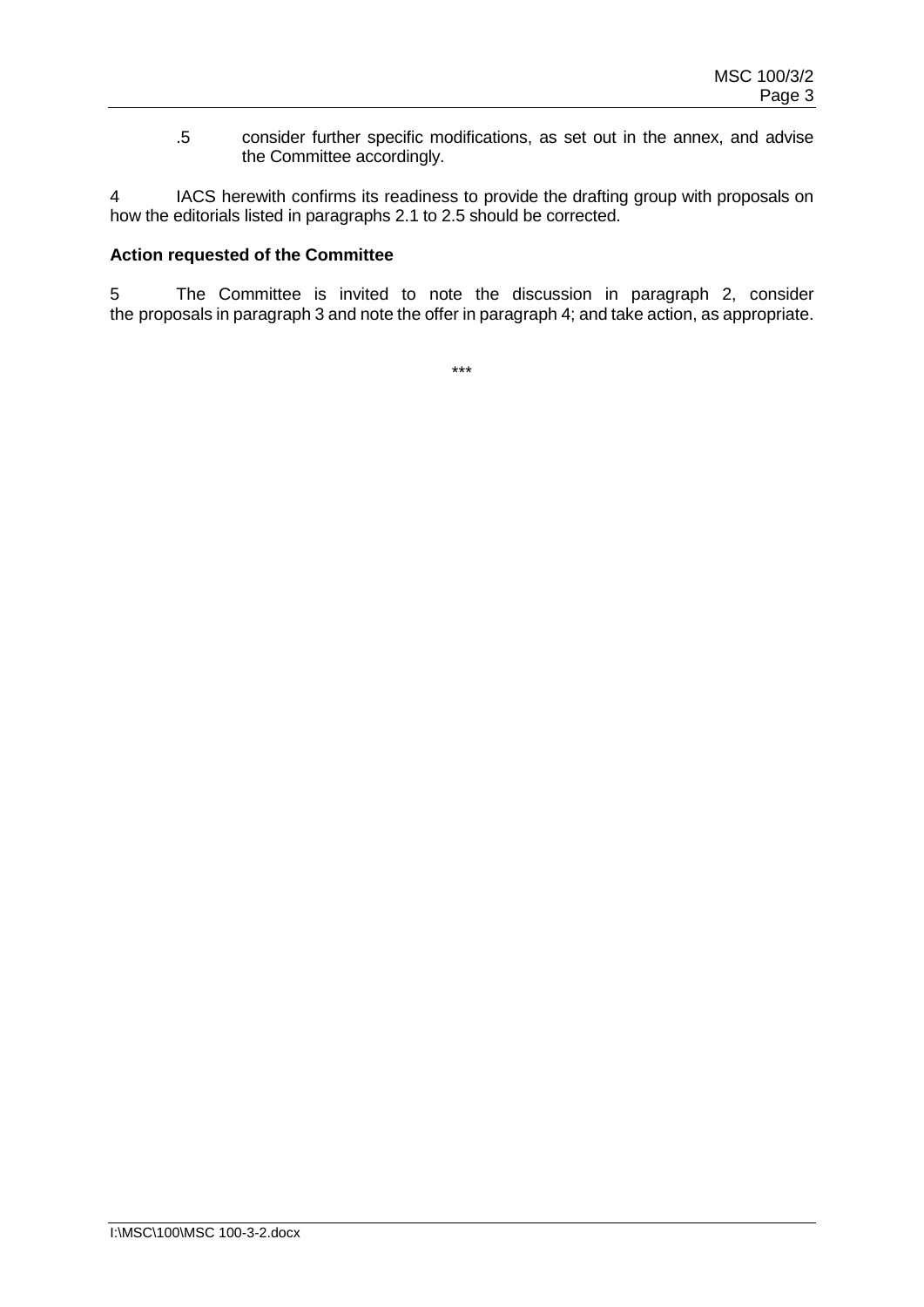.5 consider further specific modifications, as set out in the annex, and advise the Committee accordingly.

4 IACS herewith confirms its readiness to provide the drafting group with proposals on how the editorials listed in paragraphs 2.1 to 2.5 should be corrected.

**Action requested of the Committee**

5 The Committee is invited to note the discussion in paragraph 2, consider the proposals in paragraph 3 and note the offer in paragraph 4; and take action, as appropriate.

***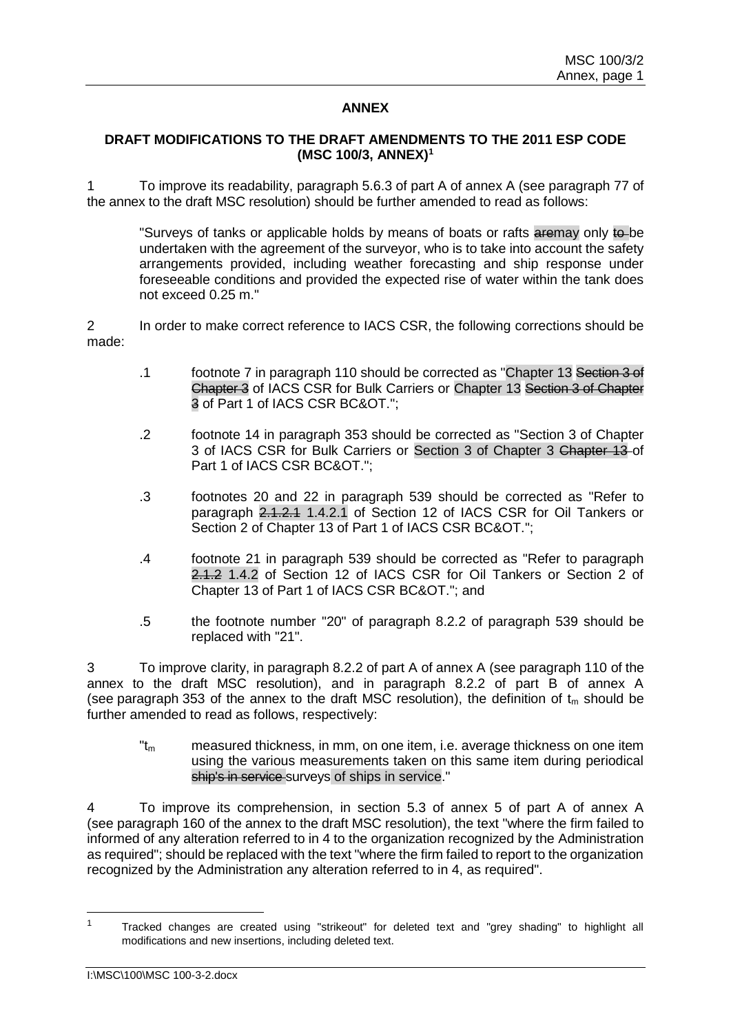## ANNEX

### DRAFT MODIFICATIONS TO THE DRAFT AMENDMENTS TO THE 2011 ESP CODE (MSC 100/3, ANNEX)[1]

1 To improve its readability, paragraph 5.6.3 of part A of annex A (see paragraph 77 of the annex to the draft MSC resolution) should be further amended to read as follows:

> "Surveys of tanks or applicable holds by means of boats or rafts ~~are~~may only ~~to~~ be undertaken with the agreement of the surveyor, who is to take into account the safety arrangements provided, including weather forecasting and ship response under foreseeable conditions and provided the expected rise of water within the tank does not exceed 0.25 m."

2 In order to make correct reference to IACS CSR, the following corrections should be made:

- .1 footnote 7 in paragraph 110 should be corrected as "Chapter 13 ~~Section 3 of Chapter 3~~ of IACS CSR for Bulk Carriers or Chapter 13 ~~Section 3 of Chapter 3~~ of Part 1 of IACS CSR BC&OT.";

- .2 footnote 14 in paragraph 353 should be corrected as "Section 3 of Chapter 3 of IACS CSR for Bulk Carriers or Section 3 of Chapter 3 ~~Chapter 13~~ of Part 1 of IACS CSR BC&OT.";

- .3 footnotes 20 and 22 in paragraph 539 should be corrected as "Refer to paragraph ~~2.1.2.1~~ 1.4.2.1 of Section 12 of IACS CSR for Oil Tankers or Section 2 of Chapter 13 of Part 1 of IACS CSR BC&OT.";

- .4 footnote 21 in paragraph 539 should be corrected as "Refer to paragraph ~~2.1.2~~ 1.4.2 of Section 12 of IACS CSR for Oil Tankers or Section 2 of Chapter 13 of Part 1 of IACS CSR BC&OT."; and

- .5 the footnote number "20" of paragraph 8.2.2 of paragraph 539 should be replaced with "21".

3 To improve clarity, in paragraph 8.2.2 of part A of annex A (see paragraph 110 of the annex to the draft MSC resolution), and in paragraph 8.2.2 of part B of annex A (see paragraph 353 of the annex to the draft MSC resolution), the definition of $t_m$ should be further amended to read as follows, respectively:

> "$t_m$ measured thickness, in mm, on one item, i.e. average thickness on one item using the various measurements taken on this same item during periodical ~~ship's in service~~ surveys of ships in service."

4 To improve its comprehension, in section 5.3 of annex 5 of part A of annex A (see paragraph 160 of the annex to the draft MSC resolution), the text "where the firm failed to informed of any alteration referred to in 4 to the organization recognized by the Administration as required"; should be replaced with the text "where the firm failed to report to the organization recognized by the Administration any alteration referred to in 4, as required".

---

[1] Tracked changes are created using "strikeout" for deleted text and "grey shading" to highlight all modifications and new insertions, including deleted text.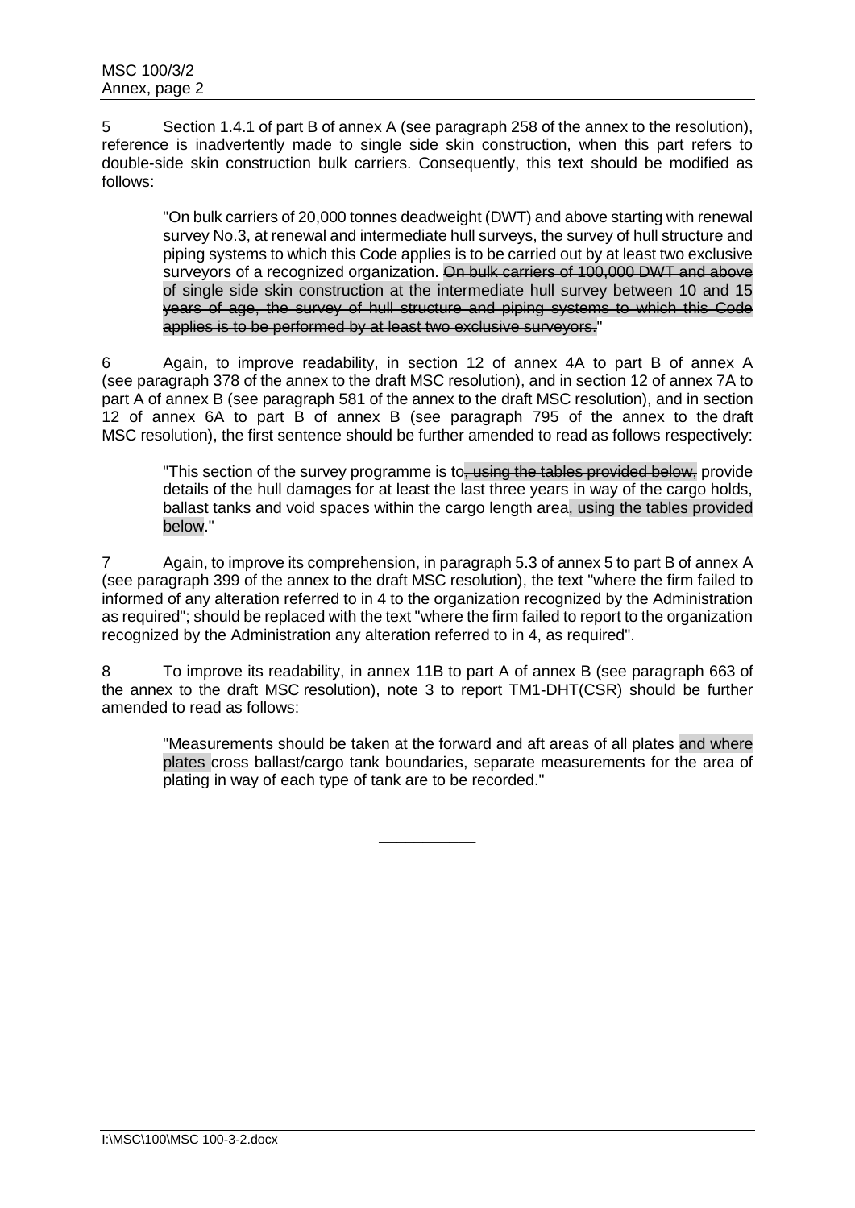5 Section 1.4.1 of part B of annex A (see paragraph 258 of the annex to the resolution), reference is inadvertently made to single side skin construction, when this part refers to double-side skin construction bulk carriers. Consequently, this text should be modified as follows:

> "On bulk carriers of 20,000 tonnes deadweight (DWT) and above starting with renewal survey No.3, at renewal and intermediate hull surveys, the survey of hull structure and piping systems to which this Code applies is to be carried out by at least two exclusive surveyors of a recognized organization. ~~On bulk carriers of 100,000 DWT and above of single side skin construction at the intermediate hull survey between 10 and 15 years of age, the survey of hull structure and piping systems to which this Code applies is to be performed by at least two exclusive surveyors.~~"

6 Again, to improve readability, in section 12 of annex 4A to part B of annex A (see paragraph 378 of the annex to the draft MSC resolution), and in section 12 of annex 7A to part A of annex B (see paragraph 581 of the annex to the draft MSC resolution), and in section 12 of annex 6A to part B of annex B (see paragraph 795 of the annex to the draft MSC resolution), the first sentence should be further amended to read as follows respectively:

> "This section of the survey programme is to~~, using the tables provided below,~~ provide details of the hull damages for at least the last three years in way of the cargo holds, ballast tanks and void spaces within the cargo length area, using the tables provided below."

7 Again, to improve its comprehension, in paragraph 5.3 of annex 5 to part B of annex A (see paragraph 399 of the annex to the draft MSC resolution), the text "where the firm failed to informed of any alteration referred to in 4 to the organization recognized by the Administration as required"; should be replaced with the text "where the firm failed to report to the organization recognized by the Administration any alteration referred to in 4, as required".

8 To improve its readability, in annex 11B to part A of annex B (see paragraph 663 of the annex to the draft MSC resolution), note 3 to report TM1-DHT(CSR) should be further amended to read as follows:

> "Measurements should be taken at the forward and aft areas of all plates and where plates cross ballast/cargo tank boundaries, separate measurements for the area of plating in way of each type of tank are to be recorded."

___________